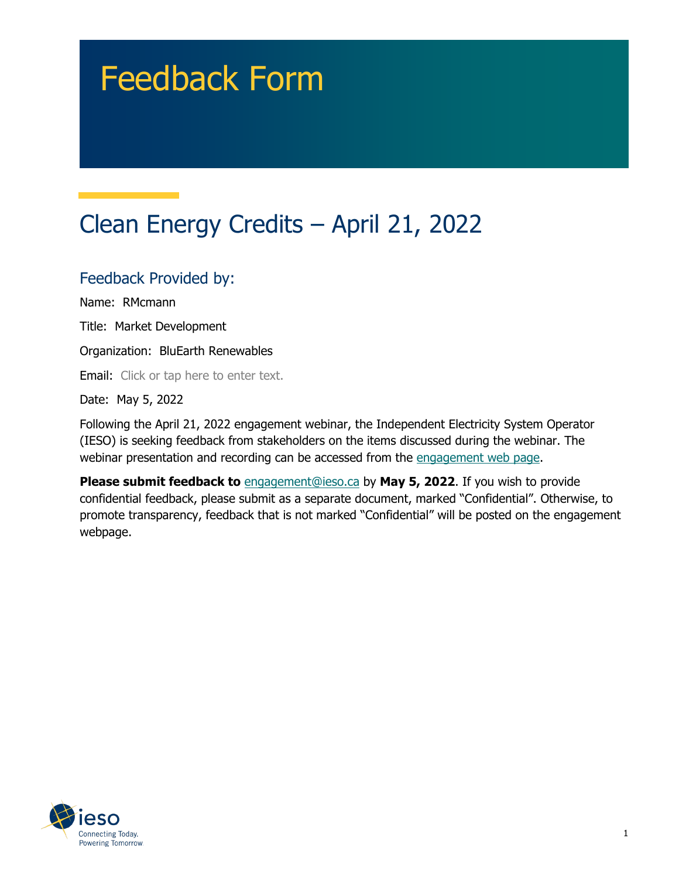# Feedback Form

## Clean Energy Credits – April 21, 2022

### Feedback Provided by:

Name: RMcmann

Title: Market Development

Organization: BluEarth Renewables

Email: Click or tap here to enter text.

Date: May 5, 2022

Following the April 21, 2022 engagement webinar, the Independent Electricity System Operator (IESO) is seeking feedback from stakeholders on the items discussed during the webinar. The webinar presentation and recording can be accessed from the engagement web page.

**Please submit feedback to** engagement@ieso.ca by **May 5, 2022**. If you wish to provide confidential feedback, please submit as a separate document, marked "Confidential". Otherwise, to promote transparency, feedback that is not marked "Confidential" will be posted on the engagement webpage.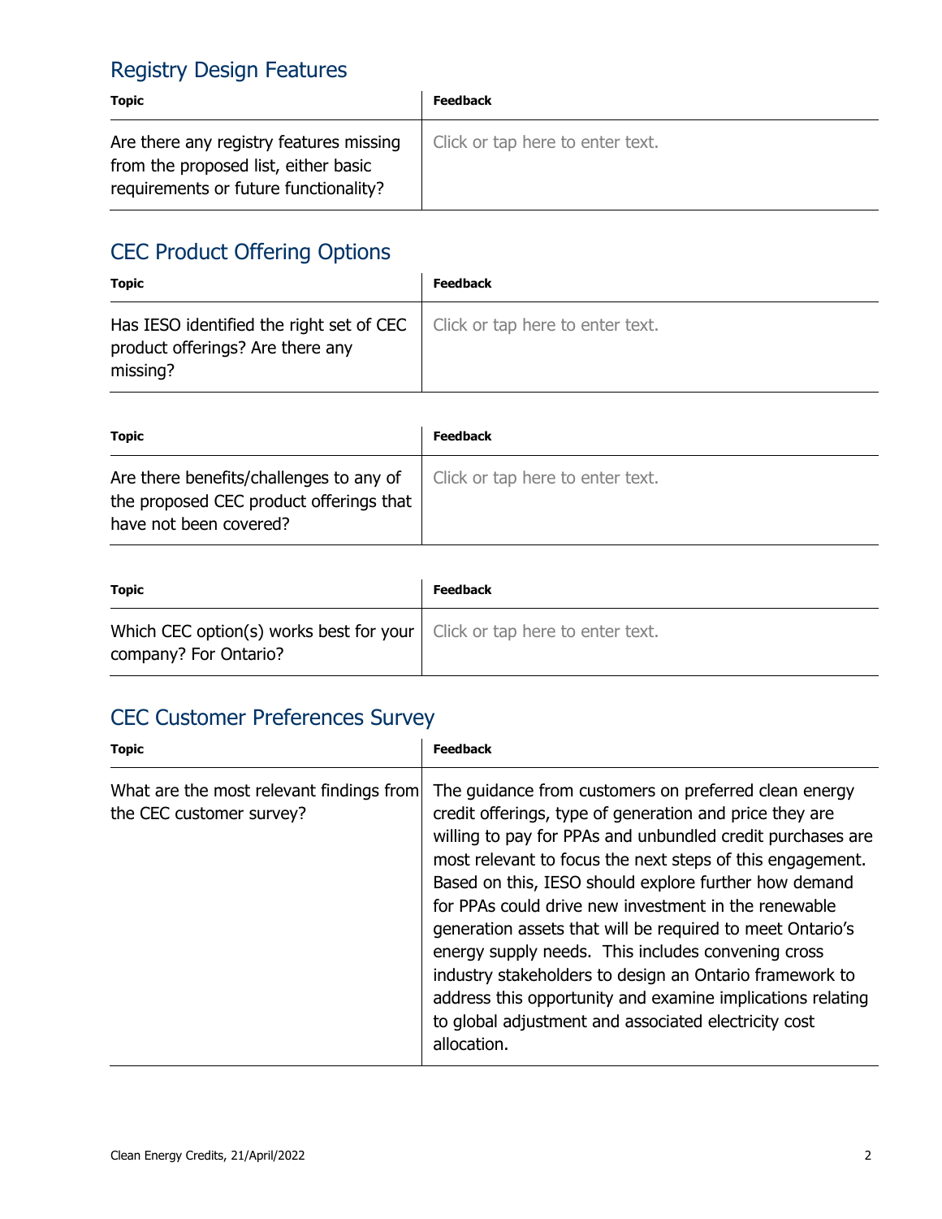## Registry Design Features

| Topic | Feedback |
|---|---|
| Are there any registry features missing from the proposed list, either basic requirements or future functionality? | Click or tap here to enter text. |

## CEC Product Offering Options

| Topic | Feedback |
|---|---|
| Has IESO identified the right set of CEC product offerings? Are there any missing? | Click or tap here to enter text. |

| Topic | Feedback |
|---|---|
| Are there benefits/challenges to any of the proposed CEC product offerings that have not been covered? | Click or tap here to enter text. |

| Topic | Feedback |
|---|---|
| Which CEC option(s) works best for your company? For Ontario? | Click or tap here to enter text. |

## CEC Customer Preferences Survey

| Topic | Feedback |
|---|---|
| What are the most relevant findings from the CEC customer survey? | The guidance from customers on preferred clean energy credit offerings, type of generation and price they are willing to pay for PPAs and unbundled credit purchases are most relevant to focus the next steps of this engagement. Based on this, IESO should explore further how demand for PPAs could drive new investment in the renewable generation assets that will be required to meet Ontario's energy supply needs. This includes convening cross industry stakeholders to design an Ontario framework to address this opportunity and examine implications relating to global adjustment and associated electricity cost allocation. |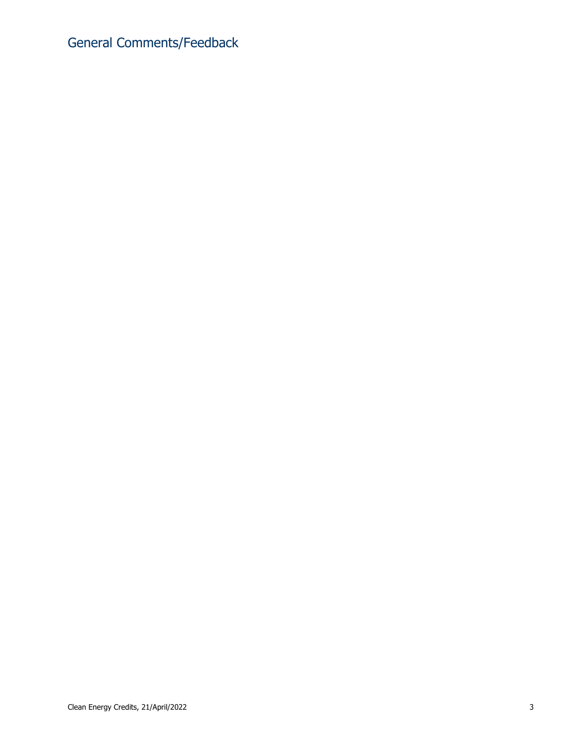## General Comments/Feedback